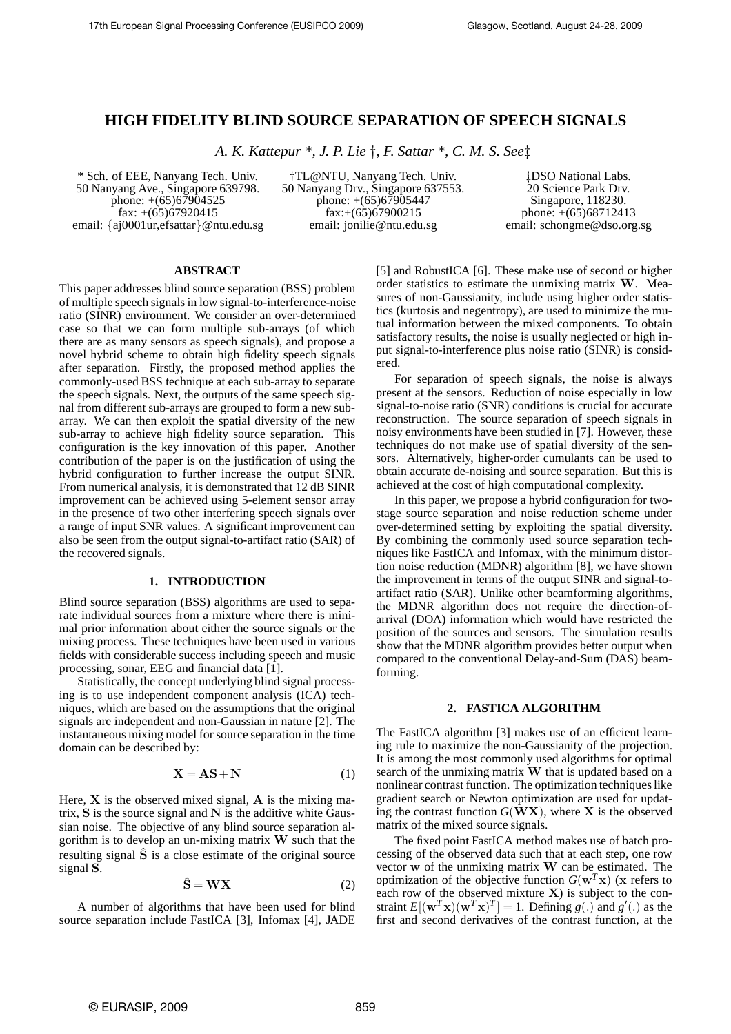# HIGH FIDELITY BLIND SOURCE SEPARATION OF SPEECH SIGNALS

*A. K. Kattepur \*, J. P. Lie †, F. Sattar \*, C. M. S. See‡*

\* Sch. of EEE, Nanyang Tech. Univ.
50 Nanyang Ave., Singapore 639798.
phone: +(65)67904525
fax: +(65)67920415
email: {aj0001ur,efsattar}@ntu.edu.sg

†TL@NTU, Nanyang Tech. Univ.
50 Nanyang Drv., Singapore 637553.
phone: +(65)67905447
fax:+(65)67900215
email: jonilie@ntu.edu.sg

‡DSO National Labs.
20 Science Park Drv.
Singapore, 118230.
phone: +(65)68712413
email: schongme@dso.org.sg

## ABSTRACT

This paper addresses blind source separation (BSS) problem of multiple speech signals in low signal-to-interference-noise ratio (SINR) environment. We consider an over-determined case so that we can form multiple sub-arrays (of which there are as many sensors as speech signals), and propose a novel hybrid scheme to obtain high fidelity speech signals after separation. Firstly, the proposed method applies the commonly-used BSS technique at each sub-array to separate the speech signals. Next, the outputs of the same speech signal from different sub-arrays are grouped to form a new sub-array. We can then exploit the spatial diversity of the new sub-array to achieve high fidelity source separation. This configuration is the key innovation of this paper. Another contribution of the paper is on the justification of using the hybrid configuration to further increase the output SINR. From numerical analysis, it is demonstrated that 12 dB SINR improvement can be achieved using 5-element sensor array in the presence of two other interfering speech signals over a range of input SNR values. A significant improvement can also be seen from the output signal-to-artifact ratio (SAR) of the recovered signals.

## 1. INTRODUCTION

Blind source separation (BSS) algorithms are used to separate individual sources from a mixture where there is minimal prior information about either the source signals or the mixing process. These techniques have been used in various fields with considerable success including speech and music processing, sonar, EEG and financial data [1].

Statistically, the concept underlying blind signal processing is to use independent component analysis (ICA) techniques, which are based on the assumptions that the original signals are independent and non-Gaussian in nature [2]. The instantaneous mixing model for source separation in the time domain can be described by:

$$\mathbf{X} = \mathbf{A}\mathbf{S} + \mathbf{N} \tag{1}$$

Here, $\mathbf{X}$ is the observed mixed signal, $\mathbf{A}$ is the mixing matrix, $\mathbf{S}$ is the source signal and $\mathbf{N}$ is the additive white Gaussian noise. The objective of any blind source separation algorithm is to develop an un-mixing matrix $\mathbf{W}$ such that the resulting signal $\hat{\mathbf{S}}$ is a close estimate of the original source signal $\mathbf{S}$.

$$\hat{\mathbf{S}} = \mathbf{W}\mathbf{X} \tag{2}$$

A number of algorithms that have been used for blind source separation include FastICA [3], Infomax [4], JADE [5] and RobustICA [6]. These make use of second or higher order statistics to estimate the unmixing matrix $\mathbf{W}$. Measures of non-Gaussianity, include using higher order statistics (kurtosis and negentropy), are used to minimize the mutual information between the mixed components. To obtain satisfactory results, the noise is usually neglected or high input signal-to-interference plus noise ratio (SINR) is considered.

For separation of speech signals, the noise is always present at the sensors. Reduction of noise especially in low signal-to-noise ratio (SNR) conditions is crucial for accurate reconstruction. The source separation of speech signals in noisy environments have been studied in [7]. However, these techniques do not make use of spatial diversity of the sensors. Alternatively, higher-order cumulants can be used to obtain accurate de-noising and source separation. But this is achieved at the cost of high computational complexity.

In this paper, we propose a hybrid configuration for two-stage source separation and noise reduction scheme under over-determined setting by exploiting the spatial diversity. By combining the commonly used source separation techniques like FastICA and Infomax, with the minimum distortion noise reduction (MDNR) algorithm [8], we have shown the improvement in terms of the output SINR and signal-to-artifact ratio (SAR). Unlike other beamforming algorithms, the MDNR algorithm does not require the direction-of-arrival (DOA) information which would have restricted the position of the sources and sensors. The simulation results show that the MDNR algorithm provides better output when compared to the conventional Delay-and-Sum (DAS) beamforming.

## 2. FASTICA ALGORITHM

The FastICA algorithm [3] makes use of an efficient learning rule to maximize the non-Gaussianity of the projection. It is among the most commonly used algorithms for optimal search of the unmixing matrix $\mathbf{W}$ that is updated based on a nonlinear contrast function. The optimization techniques like gradient search or Newton optimization are used for updating the contrast function $G(\mathbf{W}\mathbf{X})$, where $\mathbf{X}$ is the observed matrix of the mixed source signals.

The fixed point FastICA method makes use of batch processing of the observed data such that at each step, one row vector $\mathbf{w}$ of the unmixing matrix $\mathbf{W}$ can be estimated. The optimization of the objective function $G(\mathbf{w}^T\mathbf{x})$ ($\mathbf{x}$ refers to each row of the observed mixture $\mathbf{X}$) is subject to the constraint $E[(\mathbf{w}^T\mathbf{x})(\mathbf{w}^T\mathbf{x})^T] = 1$. Defining $g(.)$ and $g'(.)$ as the first and second derivatives of the contrast function, at the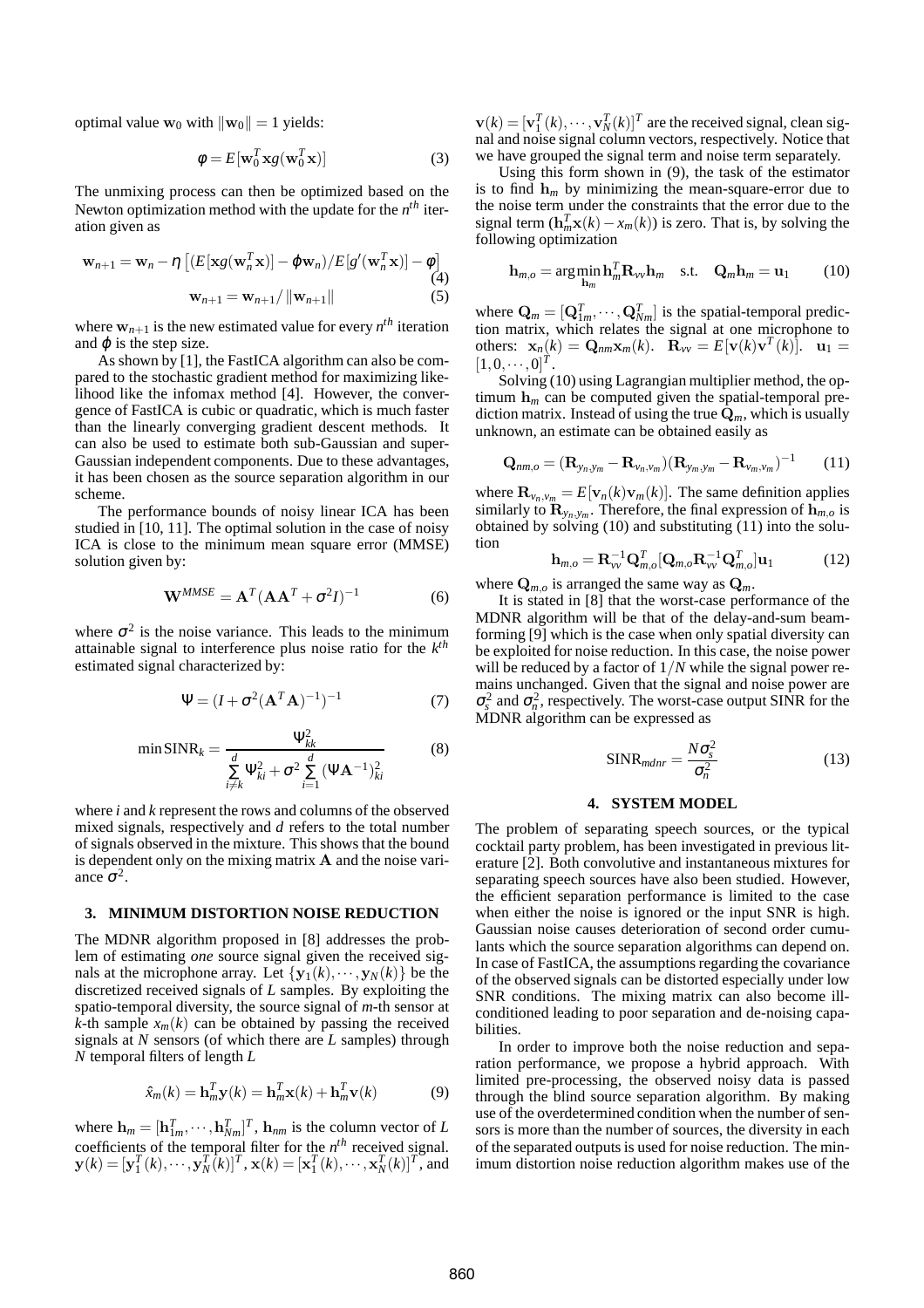optimal value $\mathbf{w}_0$ with $\|\mathbf{w}_0\| = 1$ yields:

$$\phi = E[\mathbf{w}_0^T \mathbf{x} g(\mathbf{w}_0^T \mathbf{x})] \tag{3}$$

The unmixing process can then be optimized based on the Newton optimization method with the update for the $n^{th}$ iteration given as

$$\mathbf{w}_{n+1} = \mathbf{w}_n - \eta \left[ (E[\mathbf{x} g(\mathbf{w}_n^T \mathbf{x})] - \varphi \mathbf{w}_n)/E[g'(\mathbf{w}_n^T \mathbf{x})] - \phi \right] \tag{4}$$

$$\mathbf{w}_{n+1} = \mathbf{w}_{n+1} / \|\mathbf{w}_{n+1}\| \tag{5}$$

where $\mathbf{w}_{n+1}$ is the new estimated value for every $n^{th}$ iteration and $\varphi$ is the step size.

As shown by [1], the FastICA algorithm can also be compared to the stochastic gradient method for maximizing likelihood like the infomax method [4]. However, the convergence of FastICA is cubic or quadratic, which is much faster than the linearly converging gradient descent methods. It can also be used to estimate both sub-Gaussian and super-Gaussian independent components. Due to these advantages, it has been chosen as the source separation algorithm in our scheme.

The performance bounds of noisy linear ICA has been studied in [10, 11]. The optimal solution in the case of noisy ICA is close to the minimum mean square error (MMSE) solution given by:

$$\mathbf{W}^{MMSE} = \mathbf{A}^T (\mathbf{A}\mathbf{A}^T + \sigma^2 I)^{-1} \tag{6}$$

where $\sigma^2$ is the noise variance. This leads to the minimum attainable signal to interference plus noise ratio for the $k^{th}$ estimated signal characterized by:

$$\Psi = (I + \sigma^2 (\mathbf{A}^T \mathbf{A})^{-1})^{-1} \tag{7}$$

$$\min \text{SINR}_k = \frac{\Psi_{kk}^2}{\sum_{i \neq k}^{d} \Psi_{ki}^2 + \sigma^2 \sum_{i=1}^{d} (\Psi \mathbf{A}^{-1})_{ki}^2} \tag{8}$$

where *i* and *k* represent the rows and columns of the observed mixed signals, respectively and *d* refers to the total number of signals observed in the mixture. This shows that the bound is dependent only on the mixing matrix $\mathbf{A}$ and the noise variance $\sigma^2$.

## 3. MINIMUM DISTORTION NOISE REDUCTION

The MDNR algorithm proposed in [8] addresses the problem of estimating *one* source signal given the received signals at the microphone array. Let $\{\mathbf{y}_1(k), \cdots, \mathbf{y}_N(k)\}$ be the discretized received signals of *L* samples. By exploiting the spatio-temporal diversity, the source signal of *m*-th sensor at *k*-th sample $x_m(k)$ can be obtained by passing the received signals at *N* sensors (of which there are *L* samples) through *N* temporal filters of length *L*

$$\hat{x}_m(k) = \mathbf{h}_m^T \mathbf{y}(k) = \mathbf{h}_m^T \mathbf{x}(k) + \mathbf{h}_m^T \mathbf{v}(k) \tag{9}$$

where $\mathbf{h}_m = [\mathbf{h}_{1m}^T, \cdots, \mathbf{h}_{Nm}^T]^T$, $\mathbf{h}_{nm}$ is the column vector of *L* coefficients of the temporal filter for the $n^{th}$ received signal. $\mathbf{y}(k) = [\mathbf{y}_1^T(k), \cdots, \mathbf{y}_N^T(k)]^T$, $\mathbf{x}(k) = [\mathbf{x}_1^T(k), \cdots, \mathbf{x}_N^T(k)]^T$, and $\mathbf{v}(k) = [\mathbf{v}_1^T(k), \cdots, \mathbf{v}_N^T(k)]^T$ are the received signal, clean signal and noise signal column vectors, respectively. Notice that we have grouped the signal term and noise term separately.

Using this form shown in (9), the task of the estimator is to find $\mathbf{h}_m$ by minimizing the mean-square-error due to the noise term under the constraints that the error due to the signal term $(\mathbf{h}_m^T \mathbf{x}(k) - x_m(k))$ is zero. That is, by solving the following optimization

$$\mathbf{h}_{m,o} = \arg\min_{\mathbf{h}_m} \mathbf{h}_m^T \mathbf{R}_{vv} \mathbf{h}_m \quad \text{s.t.} \quad \mathbf{Q}_m \mathbf{h}_m = \mathbf{u}_1 \tag{10}$$

where $\mathbf{Q}_m = [\mathbf{Q}_{1m}^T, \cdots, \mathbf{Q}_{Nm}^T]$ is the spatial-temporal prediction matrix, which relates the signal at one microphone to others: $\mathbf{x}_n(k) = \mathbf{Q}_{nm} \mathbf{x}_m(k)$. $\mathbf{R}_{vv} = E[\mathbf{v}(k)\mathbf{v}^T(k)]$. $\mathbf{u}_1 = [1, 0, \cdots, 0]^T$.

Solving (10) using Lagrangian multiplier method, the optimum $\mathbf{h}_m$ can be computed given the spatial-temporal prediction matrix. Instead of using the true $\mathbf{Q}_m$, which is usually unknown, an estimate can be obtained easily as

$$\mathbf{Q}_{nm,o} = (\mathbf{R}_{y_n, y_m} - \mathbf{R}_{v_n, v_m})(\mathbf{R}_{y_m, y_m} - \mathbf{R}_{v_m, v_m})^{-1} \tag{11}$$

where $\mathbf{R}_{v_n, v_m} = E[\mathbf{v}_n(k)\mathbf{v}_m(k)]$. The same definition applies similarly to $\mathbf{R}_{y_n, y_m}$. Therefore, the final expression of $\mathbf{h}_{m,o}$ is obtained by solving (10) and substituting (11) into the solution

$$\mathbf{h}_{m,o} = \mathbf{R}_{vv}^{-1} \mathbf{Q}_{m,o}^T [\mathbf{Q}_{m,o} \mathbf{R}_{vv}^{-1} \mathbf{Q}_{m,o}^T] \mathbf{u}_1 \tag{12}$$

where $\mathbf{Q}_{m,o}$ is arranged the same way as $\mathbf{Q}_m$.

It is stated in [8] that the worst-case performance of the MDNR algorithm will be that of the delay-and-sum beamforming [9] which is the case when only spatial diversity can be exploited for noise reduction. In this case, the noise power will be reduced by a factor of $1/N$ while the signal power remains unchanged. Given that the signal and noise power are $\sigma_s^2$ and $\sigma_n^2$, respectively. The worst-case output SINR for the MDNR algorithm can be expressed as

$$\text{SINR}_{mdnr} = \frac{N\sigma_s^2}{\sigma_n^2} \tag{13}$$

## 4. SYSTEM MODEL

The problem of separating speech sources, or the typical cocktail party problem, has been investigated in previous literature [2]. Both convolutive and instantaneous mixtures for separating speech sources have also been studied. However, the efficient separation performance is limited to the case when either the noise is ignored or the input SNR is high. Gaussian noise causes deterioration of second order cumulants which the source separation algorithms can depend on. In case of FastICA, the assumptions regarding the covariance of the observed signals can be distorted especially under low SNR conditions. The mixing matrix can also become ill-conditioned leading to poor separation and de-noising capabilities.

In order to improve both the noise reduction and separation performance, we propose a hybrid approach. With limited pre-processing, the observed noisy data is passed through the blind source separation algorithm. By making use of the overdetermined condition when the number of sensors is more than the number of sources, the diversity in each of the separated outputs is used for noise reduction. The minimum distortion noise reduction algorithm makes use of the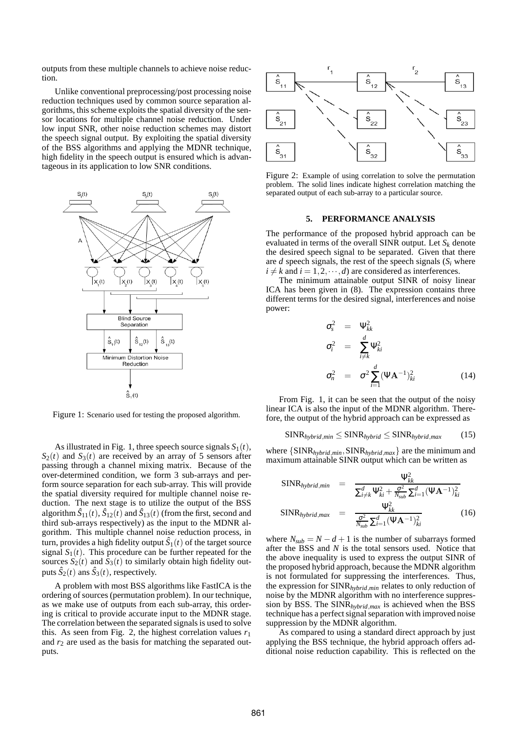outputs from these multiple channels to achieve noise reduction.

Unlike conventional preprocessing/post processing noise reduction techniques used by common source separation algorithms, this scheme exploits the spatial diversity of the sensor locations for multiple channel noise reduction. Under low input SNR, other noise reduction schemes may distort the speech signal output. By exploiting the spatial diversity of the BSS algorithms and applying the MDNR technique, high fidelity in the speech output is ensured which is advantageous in its application to low SNR conditions.

Figure 1: Scenario used for testing the proposed algorithm.

As illustrated in Fig. 1, three speech source signals $S_1(t)$, $S_2(t)$ and $S_3(t)$ are received by an array of 5 sensors after passing through a channel mixing matrix. Because of the over-determined condition, we form 3 sub-arrays and perform source separation for each sub-array. This will provide the spatial diversity required for multiple channel noise reduction. The next stage is to utilize the output of the BSS algorithm $\hat{S}_{11}(t)$, $\hat{S}_{12}(t)$ and $\hat{S}_{13}(t)$ (from the first, second and third sub-arrays respectively) as the input to the MDNR algorithm. This multiple channel noise reduction process, in turn, provides a high fidelity output $\hat{S}_1(t)$ of the target source signal $S_1(t)$. This procedure can be further repeated for the sources $S_2(t)$ and $S_3(t)$ to similarly obtain high fidelity outputs $\hat{S}_2(t)$ ans $\hat{S}_3(t)$, respectively.

A problem with most BSS algorithms like FastICA is the ordering of sources (permutation problem). In our technique, as we make use of outputs from each sub-array, this ordering is critical to provide accurate input to the MDNR stage. The correlation between the separated signals is used to solve this. As seen from Fig. 2, the highest correlation values $r_1$ and $r_2$ are used as the basis for matching the separated outputs.

Figure 2: Example of using correlation to solve the permutation problem. The solid lines indicate highest correlation matching the separated output of each sub-array to a particular source.

## 5. PERFORMANCE ANALYSIS

The performance of the proposed hybrid approach can be evaluated in terms of the overall SINR output. Let $S_k$ denote the desired speech signal to be separated. Given that there are $d$ speech signals, the rest of the speech signals ($S_i$ where $i \neq k$ and $i = 1, 2, \cdots, d$) are considered as interferences.

The minimum attainable output SINR of noisy linear ICA has been given in (8). The expression contains three different terms for the desired signal, interferences and noise power:

$$
\begin{aligned}
\sigma_s^2 &= \Psi_{kk}^2 \\
\sigma_i^2 &= \sum_{i \neq k}^{d} \Psi_{ki}^2 \\
\sigma_n^2 &= \sigma^2 \sum_{i=1}^{d} (\Psi \mathbf{A}^{-1})_{ki}^2
\end{aligned}
\tag{14}
$$

From Fig. 1, it can be seen that the output of the noisy linear ICA is also the input of the MDNR algorithm. Therefore, the output of the hybrid approach can be expressed as

$$
\text{SINR}_{hybrid,min} \leq \text{SINR}_{hybrid} \leq \text{SINR}_{hybrid,max} \tag{15}
$$

where $\{\text{SINR}_{hybrid,min}, \text{SINR}_{hybrid,max}\}$ are the minimum and maximum attainable SINR output which can be written as

$$
\begin{aligned}
\text{SINR}_{hybrid,min} &= \frac{\Psi_{kk}^2}{\sum_{i \neq k}^{d} \Psi_{ki}^2 + \frac{\sigma^2}{N_{sub}} \sum_{i=1}^{d} (\Psi \mathbf{A}^{-1})_{ki}^2} \\
\text{SINR}_{hybrid,max} &= \frac{\Psi_{kk}^2}{\frac{\sigma^2}{N_{sub}} \sum_{i=1}^{d} (\Psi \mathbf{A}^{-1})_{ki}^2}
\end{aligned}
\tag{16}
$$

where $N_{sub} = N - d + 1$ is the number of subarrays formed after the BSS and $N$ is the total sensors used. Notice that the above inequality is used to express the output SINR of the proposed hybrid approach, because the MDNR algorithm is not formulated for suppressing the interferences. Thus, the expression for $\text{SINR}_{hybrid,min}$ relates to only reduction of noise by the MDNR algorithm with no interference suppression by BSS. The $\text{SINR}_{hybrid,max}$ is achieved when the BSS technique has a perfect signal separation with improved noise suppression by the MDNR algorithm.

As compared to using a standard direct approach by just applying the BSS technique, the hybrid approach offers additional noise reduction capability. This is reflected on the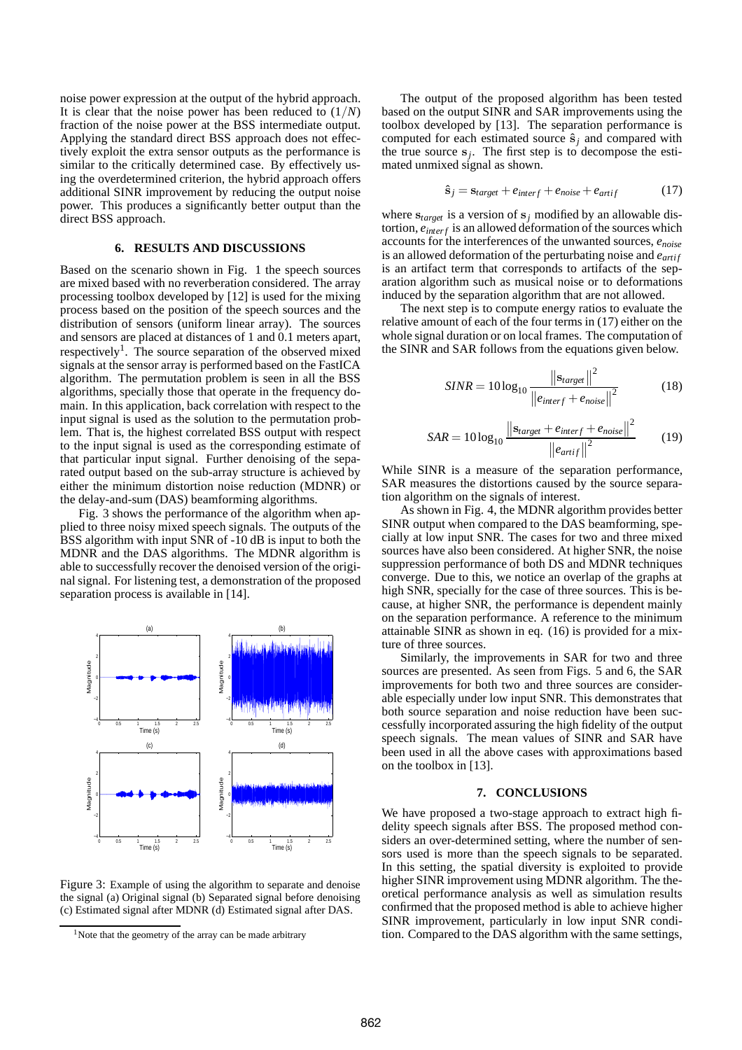noise power expression at the output of the hybrid approach. It is clear that the noise power has been reduced to $(1/N)$ fraction of the noise power at the BSS intermediate output. Applying the standard direct BSS approach does not effectively exploit the extra sensor outputs as the performance is similar to the critically determined case. By effectively using the overdetermined criterion, the hybrid approach offers additional SINR improvement by reducing the output noise power. This produces a significantly better output than the direct BSS approach.

## 6. RESULTS AND DISCUSSIONS

Based on the scenario shown in Fig. 1 the speech sources are mixed based with no reverberation considered. The array processing toolbox developed by [12] is used for the mixing process based on the position of the speech sources and the distribution of sensors (uniform linear array). The sources and sensors are placed at distances of 1 and 0.1 meters apart, respectively[1]. The source separation of the observed mixed signals at the sensor array is performed based on the FastICA algorithm. The permutation problem is seen in all the BSS algorithms, specially those that operate in the frequency domain. In this application, back correlation with respect to the input signal is used as the solution to the permutation problem. That is, the highest correlated BSS output with respect to the input signal is used as the corresponding estimate of that particular input signal. Further denoising of the separated output based on the sub-array structure is achieved by either the minimum distortion noise reduction (MDNR) or the delay-and-sum (DAS) beamforming algorithms.

Fig. 3 shows the performance of the algorithm when applied to three noisy mixed speech signals. The outputs of the BSS algorithm with input SNR of -10 dB is input to both the MDNR and the DAS algorithms. The MDNR algorithm is able to successfully recover the denoised version of the original signal. For listening test, a demonstration of the proposed separation process is available in [14].

Figure 3: Example of using the algorithm to separate and denoise the signal (a) Original signal (b) Separated signal before denoising (c) Estimated signal after MDNR (d) Estimated signal after DAS.

[1]Note that the geometry of the array can be made arbitrary

The output of the proposed algorithm has been tested based on the output SINR and SAR improvements using the toolbox developed by [13]. The separation performance is computed for each estimated source $\hat{\mathbf{s}}_j$ and compared with the true source $\mathbf{s}_j$. The first step is to decompose the estimated unmixed signal as shown.

$$\hat{\mathbf{s}}_j = \mathbf{s}_{target} + e_{interf} + e_{noise} + e_{artif} \tag{17}$$

where $\mathbf{s}_{target}$ is a version of $\mathbf{s}_j$ modified by an allowable distortion, $e_{interf}$ is an allowed deformation of the sources which accounts for the interferences of the unwanted sources, $e_{noise}$ is an allowed deformation of the perturbating noise and $e_{artif}$ is an artifact term that corresponds to artifacts of the separation algorithm such as musical noise or to deformations induced by the separation algorithm that are not allowed.

The next step is to compute energy ratios to evaluate the relative amount of each of the four terms in (17) either on the whole signal duration or on local frames. The computation of the SINR and SAR follows from the equations given below.

$$SINR = 10\log_{10} \frac{\left\|\mathbf{s}_{target}\right\|^2}{\left\|e_{interf} + e_{noise}\right\|^2} \tag{18}$$

$$SAR = 10\log_{10} \frac{\left\|\mathbf{s}_{target} + e_{interf} + e_{noise}\right\|^2}{\left\|e_{artif}\right\|^2} \tag{19}$$

While SINR is a measure of the separation performance, SAR measures the distortions caused by the source separation algorithm on the signals of interest.

As shown in Fig. 4, the MDNR algorithm provides better SINR output when compared to the DAS beamforming, specially at low input SNR. The cases for two and three mixed sources have also been considered. At higher SNR, the noise suppression performance of both DS and MDNR techniques converge. Due to this, we notice an overlap of the graphs at high SNR, specially for the case of three sources. This is because, at higher SNR, the performance is dependent mainly on the separation performance. A reference to the minimum attainable SINR as shown in eq. (16) is provided for a mixture of three sources.

Similarly, the improvements in SAR for two and three sources are presented. As seen from Figs. 5 and 6, the SAR improvements for both two and three sources are considerable especially under low input SNR. This demonstrates that both source separation and noise reduction have been successfully incorporated assuring the high fidelity of the output speech signals. The mean values of SINR and SAR have been used in all the above cases with approximations based on the toolbox in [13].

## 7. CONCLUSIONS

We have proposed a two-stage approach to extract high fidelity speech signals after BSS. The proposed method considers an over-determined setting, where the number of sensors used is more than the speech signals to be separated. In this setting, the spatial diversity is exploited to provide higher SINR improvement using MDNR algorithm. The theoretical performance analysis as well as simulation results confirmed that the proposed method is able to achieve higher SINR improvement, particularly in low input SNR condition. Compared to the DAS algorithm with the same settings,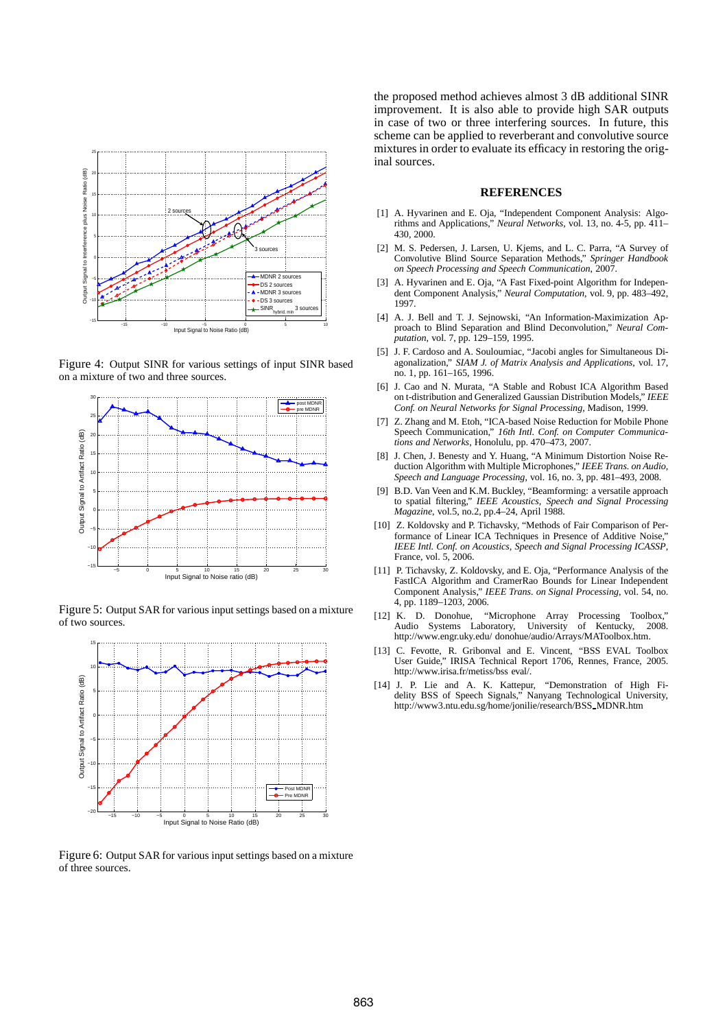Output Signal to Interference plus Noise Ratio (dB)

25
20
15
10
5
0
−5
−10
−15

−15 −10 −5 0 5 10

Input Signal to Noise Ratio (dB)

2 sources

3 sources

MDNR 2 sources
DS 2 sources
MDNR 3 sources
DS 3 sources
$\text{SINR}_{\text{hybrid, min}}$ 3 sources

Figure 4: Output SINR for various settings of input SINR based on a mixture of two and three sources.

Output Signal to Artifact Ratio (dB)

30
25
20
15
10
5
0
−5
−10
−15

−5 0 5 10 15 20 25 30

Input Signal to Noise ratio (dB)

post MDNR
pre MDNR

Figure 5: Output SAR for various input settings based on a mixture of two sources.

Output Signal to Artifact Ratio (dB)

15
10
5
0
−5
−10
−15
−20

−15 −10 −5 0 5 10 15 20 25 30

Input Signal to Noise Ratio (dB)

Post MDNR
Pre MDNR

Figure 6: Output SAR for various input settings based on a mixture of three sources.

the proposed method achieves almost 3 dB additional SINR improvement. It is also able to provide high SAR outputs in case of two or three interfering sources. In future, this scheme can be applied to reverberant and convolutive source mixtures in order to evaluate its efficacy in restoring the original sources.

## REFERENCES

[1] A. Hyvarinen and E. Oja, "Independent Component Analysis: Algorithms and Applications," *Neural Networks*, vol. 13, no. 4-5, pp. 411–430, 2000.

[2] M. S. Pedersen, J. Larsen, U. Kjems, and L. C. Parra, "A Survey of Convolutive Blind Source Separation Methods," *Springer Handbook on Speech Processing and Speech Communication*, 2007.

[3] A. Hyvarinen and E. Oja, "A Fast Fixed-point Algorithm for Independent Component Analysis," *Neural Computation*, vol. 9, pp. 483–492, 1997.

[4] A. J. Bell and T. J. Sejnowski, "An Information-Maximization Approach to Blind Separation and Blind Deconvolution," *Neural Computation*, vol. 7, pp. 129–159, 1995.

[5] J. F. Cardoso and A. Souloumiac, "Jacobi angles for Simultaneous Diagonalization," *SIAM J. of Matrix Analysis and Applications*, vol. 17, no. 1, pp. 161–165, 1996.

[6] J. Cao and N. Murata, "A Stable and Robust ICA Algorithm Based on t-distribution and Generalized Gaussian Distribution Models," *IEEE Conf. on Neural Networks for Signal Processing*, Madison, 1999.

[7] Z. Zhang and M. Etoh, "ICA-based Noise Reduction for Mobile Phone Speech Communication," *16th Intl. Conf. on Computer Communications and Networks*, Honolulu, pp. 470–473, 2007.

[8] J. Chen, J. Benesty and Y. Huang, "A Minimum Distortion Noise Reduction Algorithm with Multiple Microphones," *IEEE Trans. on Audio, Speech and Language Processing*, vol. 16, no. 3, pp. 481–493, 2008.

[9] B.D. Van Veen and K.M. Buckley, "Beamforming: a versatile approach to spatial filtering," *IEEE Acoustics, Speech and Signal Processing Magazine*, vol.5, no.2, pp.4–24, April 1988.

[10] Z. Koldovsky and P. Tichavsky, "Methods of Fair Comparison of Performance of Linear ICA Techniques in Presence of Additive Noise," *IEEE Intl. Conf. on Acoustics, Speech and Signal Processing ICASSP*, France, vol. 5, 2006.

[11] P. Tichavsky, Z. Koldovsky, and E. Oja, "Performance Analysis of the FastICA Algorithm and CramerRao Bounds for Linear Independent Component Analysis," *IEEE Trans. on Signal Processing*, vol. 54, no. 4, pp. 1189–1203, 2006.

[12] K. D. Donohue, "Microphone Array Processing Toolbox," Audio Systems Laboratory, University of Kentucky, 2008. http://www.engr.uky.edu/ donohue/audio/Arrays/MAToolbox.htm.

[13] C. Fevotte, R. Gribonval and E. Vincent, "BSS EVAL Toolbox User Guide," IRISA Technical Report 1706, Rennes, France, 2005. http://www.irisa.fr/metiss/bss eval/.

[14] J. P. Lie and A. K. Kattepur, "Demonstration of High Fidelity BSS of Speech Signals," Nanyang Technological University, http://www3.ntu.edu.sg/home/jonilie/research/BSS_MDNR.htm